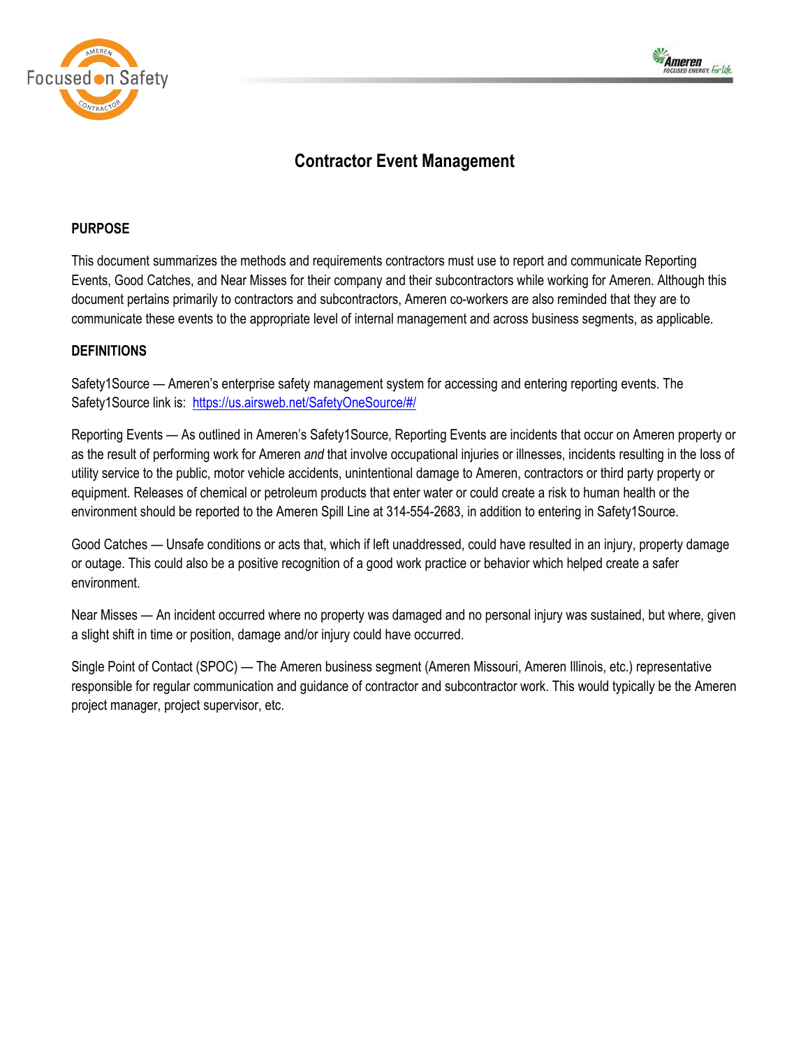# Contractor Event Management

## PURPOSE

This document summarizes the methods and requirements contractors must use to report and communicate Reporting Events, Good Catches, and Near Misses for their company and their subcontractors while working for Ameren. Although this document pertains primarily to contractors and subcontractors, Ameren co-workers are also reminded that they are to communicate these events to the appropriate level of internal management and across business segments, as applicable.

## DEFINITIONS

Safety1Source — Ameren's enterprise safety management system for accessing and entering reporting events. The Safety1Source link is: [https://us.airsweb.net/SafetyOneSource/#/](https://us.airsweb.net/SafetyOneSource/#/)

Reporting Events — As outlined in Ameren's Safety1Source, Reporting Events are incidents that occur on Ameren property or as the result of performing work for Ameren *and* that involve occupational injuries or illnesses, incidents resulting in the loss of utility service to the public, motor vehicle accidents, unintentional damage to Ameren, contractors or third party property or equipment. Releases of chemical or petroleum products that enter water or could create a risk to human health or the environment should be reported to the Ameren Spill Line at 314-554-2683, in addition to entering in Safety1Source.

Good Catches — Unsafe conditions or acts that, which if left unaddressed, could have resulted in an injury, property damage or outage. This could also be a positive recognition of a good work practice or behavior which helped create a safer environment.

Near Misses — An incident occurred where no property was damaged and no personal injury was sustained, but where, given a slight shift in time or position, damage and/or injury could have occurred.

Single Point of Contact (SPOC) — The Ameren business segment (Ameren Missouri, Ameren Illinois, etc.) representative responsible for regular communication and guidance of contractor and subcontractor work. This would typically be the Ameren project manager, project supervisor, etc.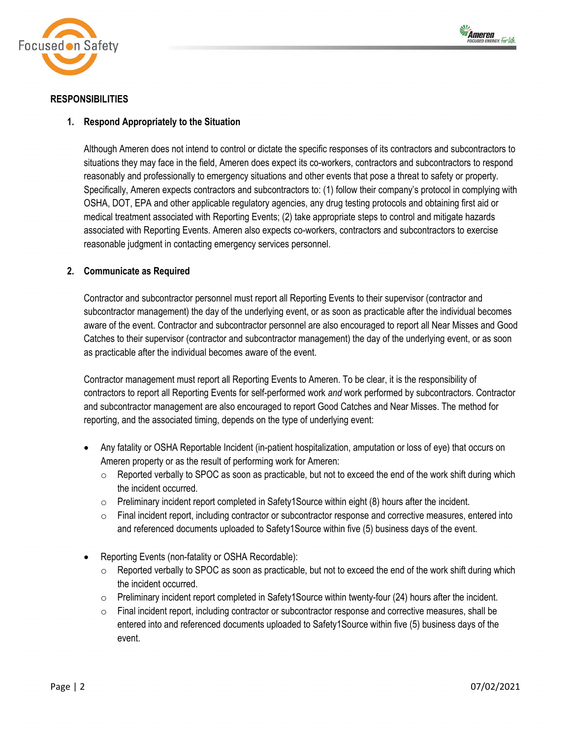## RESPONSIBILITIES

### 1. Respond Appropriately to the Situation

Although Ameren does not intend to control or dictate the specific responses of its contractors and subcontractors to situations they may face in the field, Ameren does expect its co-workers, contractors and subcontractors to respond reasonably and professionally to emergency situations and other events that pose a threat to safety or property. Specifically, Ameren expects contractors and subcontractors to: (1) follow their company's protocol in complying with OSHA, DOT, EPA and other applicable regulatory agencies, any drug testing protocols and obtaining first aid or medical treatment associated with Reporting Events; (2) take appropriate steps to control and mitigate hazards associated with Reporting Events. Ameren also expects co-workers, contractors and subcontractors to exercise reasonable judgment in contacting emergency services personnel.

### 2. Communicate as Required

Contractor and subcontractor personnel must report all Reporting Events to their supervisor (contractor and subcontractor management) the day of the underlying event, or as soon as practicable after the individual becomes aware of the event. Contractor and subcontractor personnel are also encouraged to report all Near Misses and Good Catches to their supervisor (contractor and subcontractor management) the day of the underlying event, or as soon as practicable after the individual becomes aware of the event.

Contractor management must report all Reporting Events to Ameren. To be clear, it is the responsibility of contractors to report all Reporting Events for self-performed work *and* work performed by subcontractors. Contractor and subcontractor management are also encouraged to report Good Catches and Near Misses. The method for reporting, and the associated timing, depends on the type of underlying event:

- Any fatality or OSHA Reportable Incident (in-patient hospitalization, amputation or loss of eye) that occurs on Ameren property or as the result of performing work for Ameren:
  - Reported verbally to SPOC as soon as practicable, but not to exceed the end of the work shift during which the incident occurred.
  - Preliminary incident report completed in Safety1Source within eight (8) hours after the incident.
  - Final incident report, including contractor or subcontractor response and corrective measures, entered into and referenced documents uploaded to Safety1Source within five (5) business days of the event.
- Reporting Events (non-fatality or OSHA Recordable):
  - Reported verbally to SPOC as soon as practicable, but not to exceed the end of the work shift during which the incident occurred.
  - Preliminary incident report completed in Safety1Source within twenty-four (24) hours after the incident.
  - Final incident report, including contractor or subcontractor response and corrective measures, shall be entered into and referenced documents uploaded to Safety1Source within five (5) business days of the event.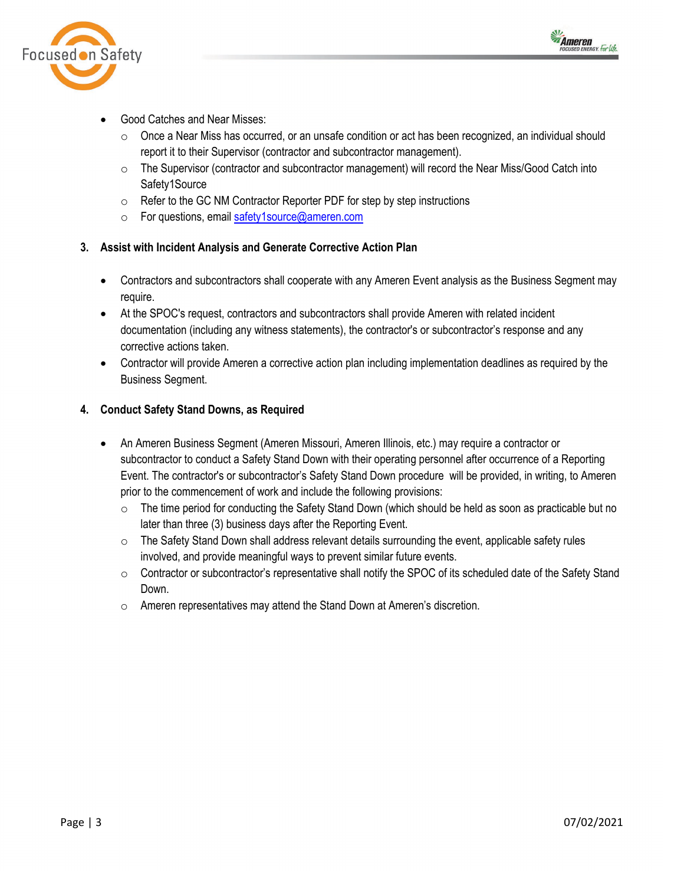- Good Catches and Near Misses:
  - Once a Near Miss has occurred, or an unsafe condition or act has been recognized, an individual should report it to their Supervisor (contractor and subcontractor management).
  - The Supervisor (contractor and subcontractor management) will record the Near Miss/Good Catch into Safety1Source
  - Refer to the GC NM Contractor Reporter PDF for step by step instructions
  - For questions, email safety1source@ameren.com

**3. Assist with Incident Analysis and Generate Corrective Action Plan**

- Contractors and subcontractors shall cooperate with any Ameren Event analysis as the Business Segment may require.
- At the SPOC's request, contractors and subcontractors shall provide Ameren with related incident documentation (including any witness statements), the contractor's or subcontractor's response and any corrective actions taken.
- Contractor will provide Ameren a corrective action plan including implementation deadlines as required by the Business Segment.

**4. Conduct Safety Stand Downs, as Required**

- An Ameren Business Segment (Ameren Missouri, Ameren Illinois, etc.) may require a contractor or subcontractor to conduct a Safety Stand Down with their operating personnel after occurrence of a Reporting Event. The contractor's or subcontractor's Safety Stand Down procedure will be provided, in writing, to Ameren prior to the commencement of work and include the following provisions:
  - The time period for conducting the Safety Stand Down (which should be held as soon as practicable but no later than three (3) business days after the Reporting Event.
  - The Safety Stand Down shall address relevant details surrounding the event, applicable safety rules involved, and provide meaningful ways to prevent similar future events.
  - Contractor or subcontractor's representative shall notify the SPOC of its scheduled date of the Safety Stand Down.
  - Ameren representatives may attend the Stand Down at Ameren's discretion.